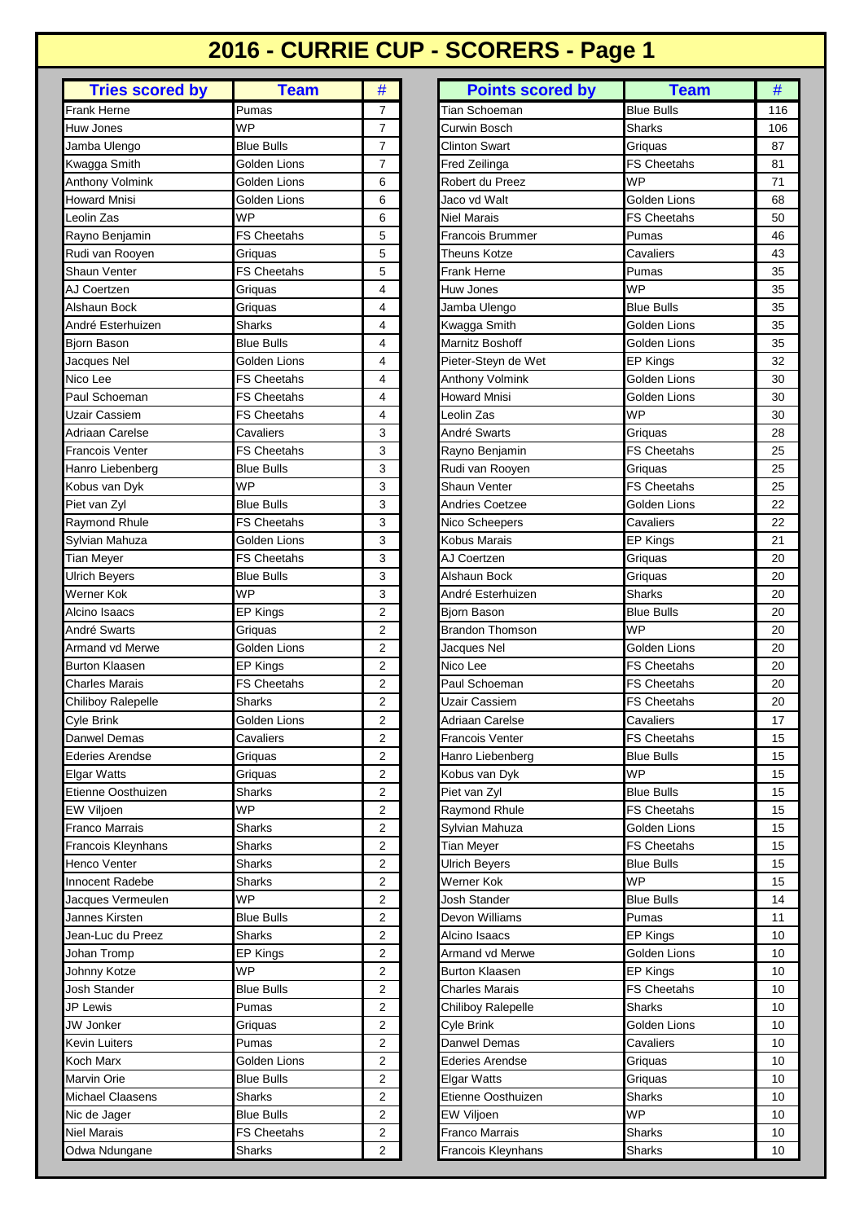# 2016 - CURRIE CUP - SCORERS - Page 1

| Tries scored by | Team | # |
|---|---|---|
| Frank Herne | Pumas | 7 |
| Huw Jones | WP | 7 |
| Jamba Ulengo | Blue Bulls | 7 |
| Kwagga Smith | Golden Lions | 7 |
| Anthony Volmink | Golden Lions | 6 |
| Howard Mnisi | Golden Lions | 6 |
| Leolin Zas | WP | 6 |
| Rayno Benjamin | FS Cheetahs | 5 |
| Rudi van Rooyen | Griquas | 5 |
| Shaun Venter | FS Cheetahs | 5 |
| AJ Coertzen | Griquas | 4 |
| Alshaun Bock | Griquas | 4 |
| André Esterhuizen | Sharks | 4 |
| Bjorn Bason | Blue Bulls | 4 |
| Jacques Nel | Golden Lions | 4 |
| Nico Lee | FS Cheetahs | 4 |
| Paul Schoeman | FS Cheetahs | 4 |
| Uzair Cassiem | FS Cheetahs | 4 |
| Adriaan Carelse | Cavaliers | 3 |
| Francois Venter | FS Cheetahs | 3 |
| Hanro Liebenberg | Blue Bulls | 3 |
| Kobus van Dyk | WP | 3 |
| Piet van Zyl | Blue Bulls | 3 |
| Raymond Rhule | FS Cheetahs | 3 |
| Sylvian Mahuza | Golden Lions | 3 |
| Tian Meyer | FS Cheetahs | 3 |
| Ulrich Beyers | Blue Bulls | 3 |
| Werner Kok | WP | 3 |
| Alcino Isaacs | EP Kings | 2 |
| André Swarts | Griquas | 2 |
| Armand vd Merwe | Golden Lions | 2 |
| Burton Klaasen | EP Kings | 2 |
| Charles Marais | FS Cheetahs | 2 |
| Chiliboy Ralepelle | Sharks | 2 |
| Cyle Brink | Golden Lions | 2 |
| Danwel Demas | Cavaliers | 2 |
| Ederies Arendse | Griquas | 2 |
| Elgar Watts | Griquas | 2 |
| Etienne Oosthuizen | Sharks | 2 |
| EW Viljoen | WP | 2 |
| Franco Marrais | Sharks | 2 |
| Francois Kleynhans | Sharks | 2 |
| Henco Venter | Sharks | 2 |
| Innocent Radebe | Sharks | 2 |
| Jacques Vermeulen | WP | 2 |
| Jannes Kirsten | Blue Bulls | 2 |
| Jean-Luc du Preez | Sharks | 2 |
| Johan Tromp | EP Kings | 2 |
| Johnny Kotze | WP | 2 |
| Josh Stander | Blue Bulls | 2 |
| JP Lewis | Pumas | 2 |
| JW Jonker | Griquas | 2 |
| Kevin Luiters | Pumas | 2 |
| Koch Marx | Golden Lions | 2 |
| Marvin Orie | Blue Bulls | 2 |
| Michael Claassens | Sharks | 2 |
| Nic de Jager | Blue Bulls | 2 |
| Niel Marais | FS Cheetahs | 2 |
| Odwa Ndungane | Sharks | 2 |

| Points scored by | Team | # |
|---|---|---|
| Tian Schoeman | Blue Bulls | 116 |
| Curwin Bosch | Sharks | 106 |
| Clinton Swart | Griquas | 87 |
| Fred Zeilinga | FS Cheetahs | 81 |
| Robert du Preez | WP | 71 |
| Jaco vd Walt | Golden Lions | 68 |
| Niel Marais | FS Cheetahs | 50 |
| Francois Brummer | Pumas | 46 |
| Theuns Kotze | Cavaliers | 43 |
| Frank Herne | Pumas | 35 |
| Huw Jones | WP | 35 |
| Jamba Ulengo | Blue Bulls | 35 |
| Kwagga Smith | Golden Lions | 35 |
| Marnitz Boshoff | Golden Lions | 35 |
| Pieter-Steyn de Wet | EP Kings | 32 |
| Anthony Volmink | Golden Lions | 30 |
| Howard Mnisi | Golden Lions | 30 |
| Leolin Zas | WP | 30 |
| André Swarts | Griquas | 28 |
| Rayno Benjamin | FS Cheetahs | 25 |
| Rudi van Rooyen | Griquas | 25 |
| Shaun Venter | FS Cheetahs | 25 |
| Andries Coetzee | Golden Lions | 22 |
| Nico Scheepers | Cavaliers | 22 |
| Kobus Marais | EP Kings | 21 |
| AJ Coertzen | Griquas | 20 |
| Alshaun Bock | Griquas | 20 |
| André Esterhuizen | Sharks | 20 |
| Bjorn Bason | Blue Bulls | 20 |
| Brandon Thomson | WP | 20 |
| Jacques Nel | Golden Lions | 20 |
| Nico Lee | FS Cheetahs | 20 |
| Paul Schoeman | FS Cheetahs | 20 |
| Uzair Cassiem | FS Cheetahs | 20 |
| Adriaan Carelse | Cavaliers | 17 |
| Francois Venter | FS Cheetahs | 15 |
| Hanro Liebenberg | Blue Bulls | 15 |
| Kobus van Dyk | WP | 15 |
| Piet van Zyl | Blue Bulls | 15 |
| Raymond Rhule | FS Cheetahs | 15 |
| Sylvian Mahuza | Golden Lions | 15 |
| Tian Meyer | FS Cheetahs | 15 |
| Ulrich Beyers | Blue Bulls | 15 |
| Werner Kok | WP | 15 |
| Josh Stander | Blue Bulls | 14 |
| Devon Williams | Pumas | 11 |
| Alcino Isaacs | EP Kings | 10 |
| Armand vd Merwe | Golden Lions | 10 |
| Burton Klaasen | EP Kings | 10 |
| Charles Marais | FS Cheetahs | 10 |
| Chiliboy Ralepelle | Sharks | 10 |
| Cyle Brink | Golden Lions | 10 |
| Danwel Demas | Cavaliers | 10 |
| Ederies Arendse | Griquas | 10 |
| Elgar Watts | Griquas | 10 |
| Etienne Oosthuizen | Sharks | 10 |
| EW Viljoen | WP | 10 |
| Franco Marrais | Sharks | 10 |
| Francois Kleynhans | Sharks | 10 |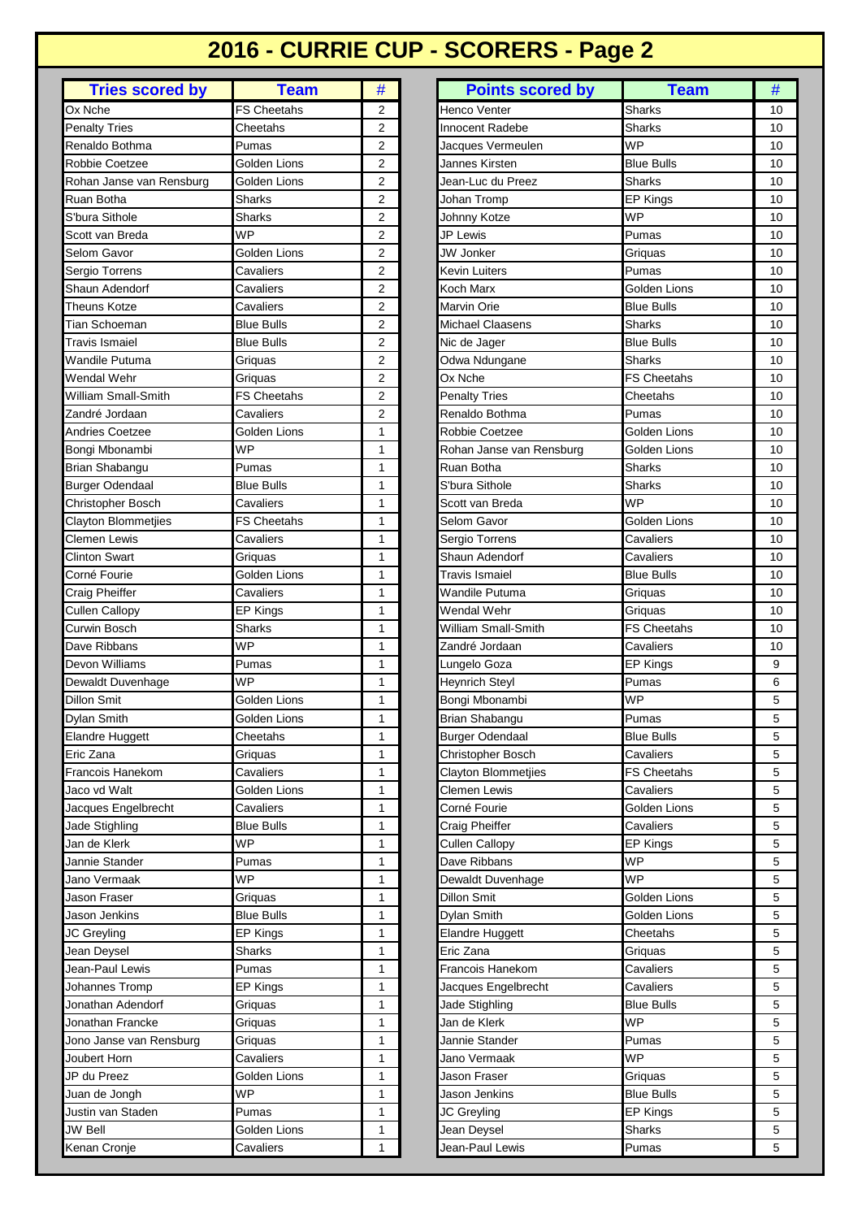# 2016 - CURRIE CUP - SCORERS - Page 2

| Tries scored by | Team | # |
|---|---|---|
| Ox Nche | FS Cheetahs | 2 |
| Penalty Tries | Cheetahs | 2 |
| Renaldo Bothma | Pumas | 2 |
| Robbie Coetzee | Golden Lions | 2 |
| Rohan Janse van Rensburg | Golden Lions | 2 |
| Ruan Botha | Sharks | 2 |
| S'bura Sithole | Sharks | 2 |
| Scott van Breda | WP | 2 |
| Selom Gavor | Golden Lions | 2 |
| Sergio Torrens | Cavaliers | 2 |
| Shaun Adendorf | Cavaliers | 2 |
| Theuns Kotze | Cavaliers | 2 |
| Tian Schoeman | Blue Bulls | 2 |
| Travis Ismaiel | Blue Bulls | 2 |
| Wandile Putuma | Griquas | 2 |
| Wendal Wehr | Griquas | 2 |
| William Small-Smith | FS Cheetahs | 2 |
| Zandré Jordaan | Cavaliers | 2 |
| Andries Coetzee | Golden Lions | 1 |
| Bongi Mbonambi | WP | 1 |
| Brian Shabangu | Pumas | 1 |
| Burger Odendaal | Blue Bulls | 1 |
| Christopher Bosch | Cavaliers | 1 |
| Clayton Blommetjies | FS Cheetahs | 1 |
| Clemen Lewis | Cavaliers | 1 |
| Clinton Swart | Griquas | 1 |
| Corné Fourie | Golden Lions | 1 |
| Craig Pheiffer | Cavaliers | 1 |
| Cullen Callopy | EP Kings | 1 |
| Curwin Bosch | Sharks | 1 |
| Dave Ribbans | WP | 1 |
| Devon Williams | Pumas | 1 |
| Dewaldt Duvenhage | WP | 1 |
| Dillon Smit | Golden Lions | 1 |
| Dylan Smith | Golden Lions | 1 |
| Elandre Huggett | Cheetahs | 1 |
| Eric Zana | Griquas | 1 |
| Francois Hanekom | Cavaliers | 1 |
| Jaco vd Walt | Golden Lions | 1 |
| Jacques Engelbrecht | Cavaliers | 1 |
| Jade Stighling | Blue Bulls | 1 |
| Jan de Klerk | WP | 1 |
| Jannie Stander | Pumas | 1 |
| Jano Vermaak | WP | 1 |
| Jason Fraser | Griquas | 1 |
| Jason Jenkins | Blue Bulls | 1 |
| JC Greyling | EP Kings | 1 |
| Jean Deysel | Sharks | 1 |
| Jean-Paul Lewis | Pumas | 1 |
| Johannes Tromp | EP Kings | 1 |
| Jonathan Adendorf | Griquas | 1 |
| Jonathan Francke | Griquas | 1 |
| Jono Janse van Rensburg | Griquas | 1 |
| Joubert Horn | Cavaliers | 1 |
| JP du Preez | Golden Lions | 1 |
| Juan de Jongh | WP | 1 |
| Justin van Staden | Pumas | 1 |
| JW Bell | Golden Lions | 1 |
| Kenan Cronje | Cavaliers | 1 |

| Points scored by | Team | # |
|---|---|---|
| Henco Venter | Sharks | 10 |
| Innocent Radebe | Sharks | 10 |
| Jacques Vermeulen | WP | 10 |
| Jannes Kirsten | Blue Bulls | 10 |
| Jean-Luc du Preez | Sharks | 10 |
| Johan Tromp | EP Kings | 10 |
| Johnny Kotze | WP | 10 |
| JP Lewis | Pumas | 10 |
| JW Jonker | Griquas | 10 |
| Kevin Luiters | Pumas | 10 |
| Koch Marx | Golden Lions | 10 |
| Marvin Orie | Blue Bulls | 10 |
| Michael Claasens | Sharks | 10 |
| Nic de Jager | Blue Bulls | 10 |
| Odwa Ndungane | Sharks | 10 |
| Ox Nche | FS Cheetahs | 10 |
| Penalty Tries | Cheetahs | 10 |
| Renaldo Bothma | Pumas | 10 |
| Robbie Coetzee | Golden Lions | 10 |
| Rohan Janse van Rensburg | Golden Lions | 10 |
| Ruan Botha | Sharks | 10 |
| S'bura Sithole | Sharks | 10 |
| Scott van Breda | WP | 10 |
| Selom Gavor | Golden Lions | 10 |
| Sergio Torrens | Cavaliers | 10 |
| Shaun Adendorf | Cavaliers | 10 |
| Travis Ismaiel | Blue Bulls | 10 |
| Wandile Putuma | Griquas | 10 |
| Wendal Wehr | Griquas | 10 |
| William Small-Smith | FS Cheetahs | 10 |
| Zandré Jordaan | Cavaliers | 10 |
| Lungelo Goza | EP Kings | 9 |
| Heynrich Steyl | Pumas | 6 |
| Bongi Mbonambi | WP | 5 |
| Brian Shabangu | Pumas | 5 |
| Burger Odendaal | Blue Bulls | 5 |
| Christopher Bosch | Cavaliers | 5 |
| Clayton Blommetjies | FS Cheetahs | 5 |
| Clemen Lewis | Cavaliers | 5 |
| Corné Fourie | Golden Lions | 5 |
| Craig Pheiffer | Cavaliers | 5 |
| Cullen Callopy | EP Kings | 5 |
| Dave Ribbans | WP | 5 |
| Dewaldt Duvenhage | WP | 5 |
| Dillon Smit | Golden Lions | 5 |
| Dylan Smith | Golden Lions | 5 |
| Elandre Huggett | Cheetahs | 5 |
| Eric Zana | Griquas | 5 |
| Francois Hanekom | Cavaliers | 5 |
| Jacques Engelbrecht | Cavaliers | 5 |
| Jade Stighling | Blue Bulls | 5 |
| Jan de Klerk | WP | 5 |
| Jannie Stander | Pumas | 5 |
| Jano Vermaak | WP | 5 |
| Jason Fraser | Griquas | 5 |
| Jason Jenkins | Blue Bulls | 5 |
| JC Greyling | EP Kings | 5 |
| Jean Deysel | Sharks | 5 |
| Jean-Paul Lewis | Pumas | 5 |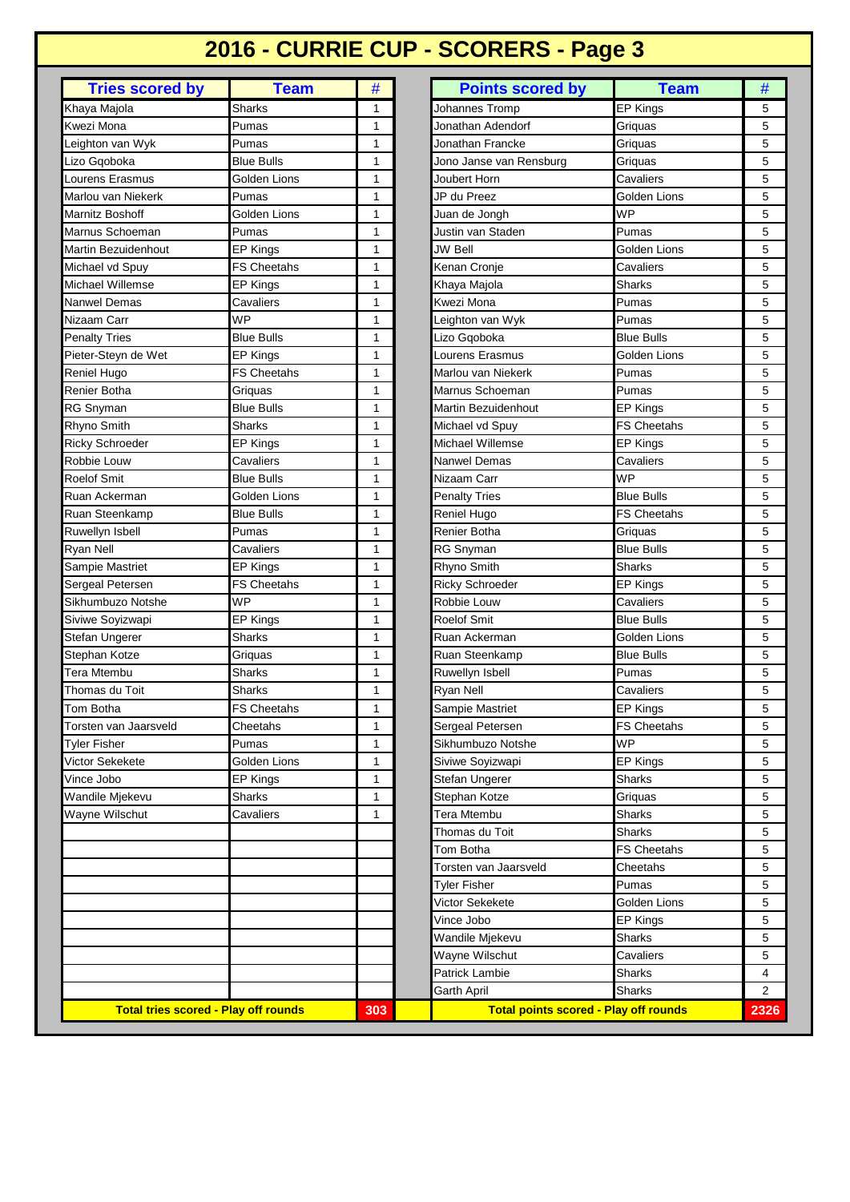# 2016 - CURRIE CUP - SCORERS - Page 3

| Tries scored by | Team | # |
|---|---|---|
| Khaya Majola | Sharks | 1 |
| Kwezi Mona | Pumas | 1 |
| Leighton van Wyk | Pumas | 1 |
| Lizo Gqoboka | Blue Bulls | 1 |
| Lourens Erasmus | Golden Lions | 1 |
| Marlou van Niekerk | Pumas | 1 |
| Marnitz Boshoff | Golden Lions | 1 |
| Marnus Schoeman | Pumas | 1 |
| Martin Bezuidenhout | EP Kings | 1 |
| Michael vd Spuy | FS Cheetahs | 1 |
| Michael Willemse | EP Kings | 1 |
| Nanwel Demas | Cavaliers | 1 |
| Nizaam Carr | WP | 1 |
| Penalty Tries | Blue Bulls | 1 |
| Pieter-Steyn de Wet | EP Kings | 1 |
| Reniel Hugo | FS Cheetahs | 1 |
| Renier Botha | Griquas | 1 |
| RG Snyman | Blue Bulls | 1 |
| Rhyno Smith | Sharks | 1 |
| Ricky Schroeder | EP Kings | 1 |
| Robbie Louw | Cavaliers | 1 |
| Roelof Smit | Blue Bulls | 1 |
| Ruan Ackerman | Golden Lions | 1 |
| Ruan Steenkamp | Blue Bulls | 1 |
| Ruwellyn Isbell | Pumas | 1 |
| Ryan Nell | Cavaliers | 1 |
| Sampie Mastriet | EP Kings | 1 |
| Sergeal Petersen | FS Cheetahs | 1 |
| Sikhumbuzo Notshe | WP | 1 |
| Siviwe Soyizwapi | EP Kings | 1 |
| Stefan Ungerer | Sharks | 1 |
| Stephan Kotze | Griquas | 1 |
| Tera Mtembu | Sharks | 1 |
| Thomas du Toit | Sharks | 1 |
| Tom Botha | FS Cheetahs | 1 |
| Torsten van Jaarsveld | Cheetahs | 1 |
| Tyler Fisher | Pumas | 1 |
| Victor Sekekete | Golden Lions | 1 |
| Vince Jobo | EP Kings | 1 |
| Wandile Mjekevu | Sharks | 1 |
| Wayne Wilschut | Cavaliers | 1 |
| **Total tries scored - Play off rounds** | | **303** |

| Points scored by | Team | # |
|---|---|---|
| Johannes Tromp | EP Kings | 5 |
| Jonathan Adendorf | Griquas | 5 |
| Jonathan Francke | Griquas | 5 |
| Jono Janse van Rensburg | Griquas | 5 |
| Joubert Horn | Cavaliers | 5 |
| JP du Preez | Golden Lions | 5 |
| Juan de Jongh | WP | 5 |
| Justin van Staden | Pumas | 5 |
| JW Bell | Golden Lions | 5 |
| Kenan Cronje | Cavaliers | 5 |
| Khaya Majola | Sharks | 5 |
| Kwezi Mona | Pumas | 5 |
| Leighton van Wyk | Pumas | 5 |
| Lizo Gqoboka | Blue Bulls | 5 |
| Lourens Erasmus | Golden Lions | 5 |
| Marlou van Niekerk | Pumas | 5 |
| Marnus Schoeman | Pumas | 5 |
| Martin Bezuidenhout | EP Kings | 5 |
| Michael vd Spuy | FS Cheetahs | 5 |
| Michael Willemse | EP Kings | 5 |
| Nanwel Demas | Cavaliers | 5 |
| Nizaam Carr | WP | 5 |
| Penalty Tries | Blue Bulls | 5 |
| Reniel Hugo | FS Cheetahs | 5 |
| Renier Botha | Griquas | 5 |
| RG Snyman | Blue Bulls | 5 |
| Rhyno Smith | Sharks | 5 |
| Ricky Schroeder | EP Kings | 5 |
| Robbie Louw | Cavaliers | 5 |
| Roelof Smit | Blue Bulls | 5 |
| Ruan Ackerman | Golden Lions | 5 |
| Ruan Steenkamp | Blue Bulls | 5 |
| Ruwellyn Isbell | Pumas | 5 |
| Ryan Nell | Cavaliers | 5 |
| Sampie Mastriet | EP Kings | 5 |
| Sergeal Petersen | FS Cheetahs | 5 |
| Sikhumbuzo Notshe | WP | 5 |
| Siviwe Soyizwapi | EP Kings | 5 |
| Stefan Ungerer | Sharks | 5 |
| Stephan Kotze | Griquas | 5 |
| Tera Mtembu | Sharks | 5 |
| Thomas du Toit | Sharks | 5 |
| Tom Botha | FS Cheetahs | 5 |
| Torsten van Jaarsveld | Cheetahs | 5 |
| Tyler Fisher | Pumas | 5 |
| Victor Sekekete | Golden Lions | 5 |
| Vince Jobo | EP Kings | 5 |
| Wandile Mjekevu | Sharks | 5 |
| Wayne Wilschut | Cavaliers | 5 |
| Patrick Lambie | Sharks | 4 |
| Garth April | Sharks | 2 |
| **Total points scored - Play off rounds** | | **2326** |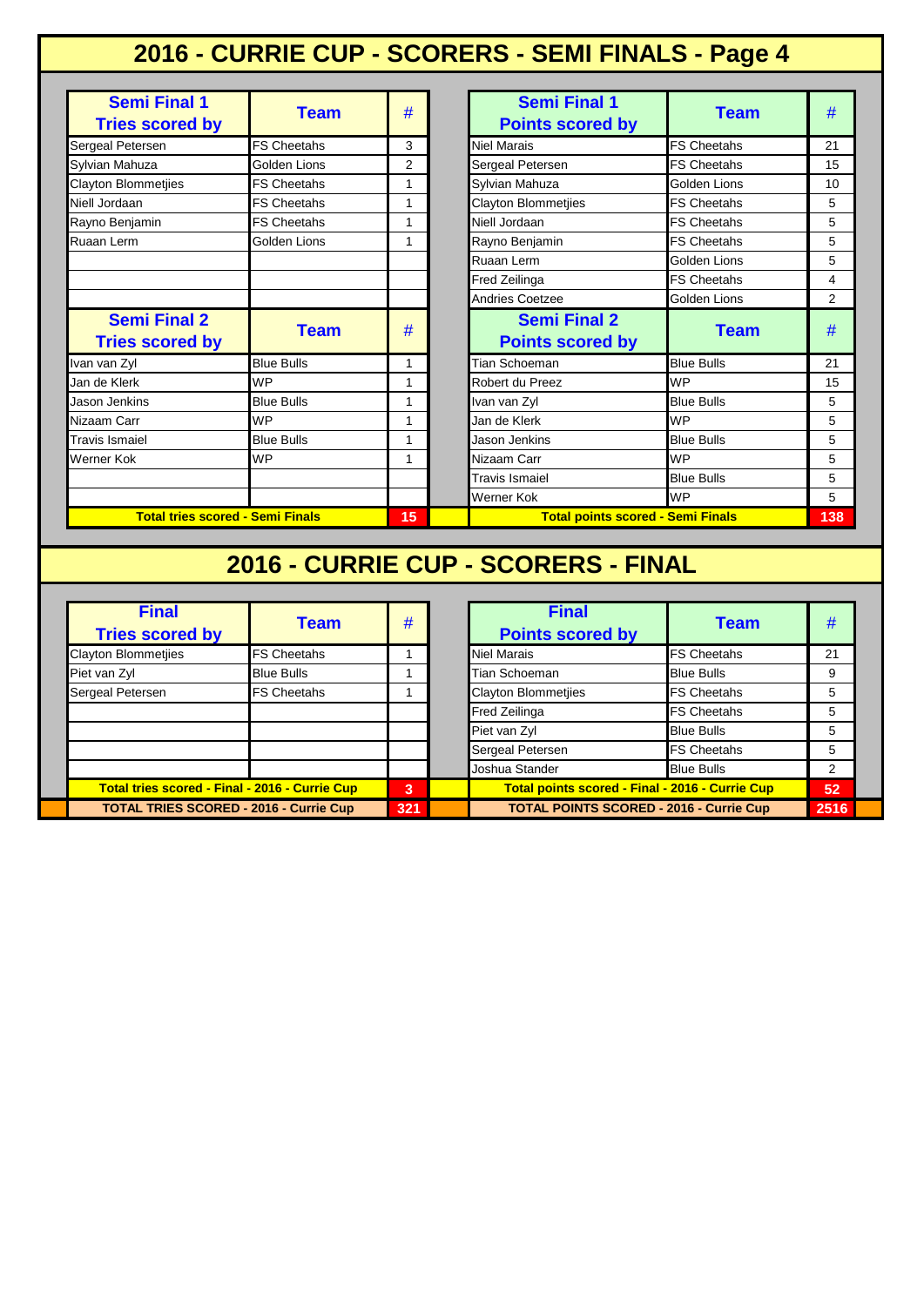# 2016 - CURRIE CUP - SCORERS - SEMI FINALS - Page 4

| Semi Final 1 Tries scored by | Team | # |
|---|---|---|
| Sergeal Petersen | FS Cheetahs | 3 |
| Sylvian Mahuza | Golden Lions | 2 |
| Clayton Blommetjies | FS Cheetahs | 1 |
| Niell Jordaan | FS Cheetahs | 1 |
| Rayno Benjamin | FS Cheetahs | 1 |
| Ruaan Lerm | Golden Lions | 1 |
| | | |
| | | |
| | | |
| **Semi Final 2 Tries scored by** | **Team** | **#** |
| Ivan van Zyl | Blue Bulls | 1 |
| Jan de Klerk | WP | 1 |
| Jason Jenkins | Blue Bulls | 1 |
| Nizaam Carr | WP | 1 |
| Travis Ismaiel | Blue Bulls | 1 |
| Werner Kok | WP | 1 |
| | | |
| | | |
| **Total tries scored - Semi Finals** | | **15** |

| Semi Final 1 Points scored by | Team | # |
|---|---|---|
| Niel Marais | FS Cheetahs | 21 |
| Sergeal Petersen | FS Cheetahs | 15 |
| Sylvian Mahuza | Golden Lions | 10 |
| Clayton Blommetjies | FS Cheetahs | 5 |
| Niell Jordaan | FS Cheetahs | 5 |
| Rayno Benjamin | FS Cheetahs | 5 |
| Ruaan Lerm | Golden Lions | 5 |
| Fred Zeilinga | FS Cheetahs | 4 |
| Andries Coetzee | Golden Lions | 2 |
| **Semi Final 2 Points scored by** | **Team** | **#** |
| Tian Schoeman | Blue Bulls | 21 |
| Robert du Preez | WP | 15 |
| Ivan van Zyl | Blue Bulls | 5 |
| Jan de Klerk | WP | 5 |
| Jason Jenkins | Blue Bulls | 5 |
| Nizaam Carr | WP | 5 |
| Travis Ismaiel | Blue Bulls | 5 |
| Werner Kok | WP | 5 |
| **Total points scored - Semi Finals** | | **138** |

# 2016 - CURRIE CUP - SCORERS - FINAL

| Final Tries scored by | Team | # |
|---|---|---|
| Clayton Blommetjies | FS Cheetahs | 1 |
| Piet van Zyl | Blue Bulls | 1 |
| Sergeal Petersen | FS Cheetahs | 1 |
| | | |
| | | |
| | | |
| | | |
| **Total tries scored - Final - 2016 - Currie Cup** | | **3** |
| **TOTAL TRIES SCORED - 2016 - Currie Cup** | | **321** |

| Final Points scored by | Team | # |
|---|---|---|
| Niel Marais | FS Cheetahs | 21 |
| Tian Schoeman | Blue Bulls | 9 |
| Clayton Blommetjies | FS Cheetahs | 5 |
| Fred Zeilinga | FS Cheetahs | 5 |
| Piet van Zyl | Blue Bulls | 5 |
| Sergeal Petersen | FS Cheetahs | 5 |
| Joshua Stander | Blue Bulls | 2 |
| **Total points scored - Final - 2016 - Currie Cup** | | **52** |
| **TOTAL POINTS SCORED - 2016 - Currie Cup** | | **2516** |